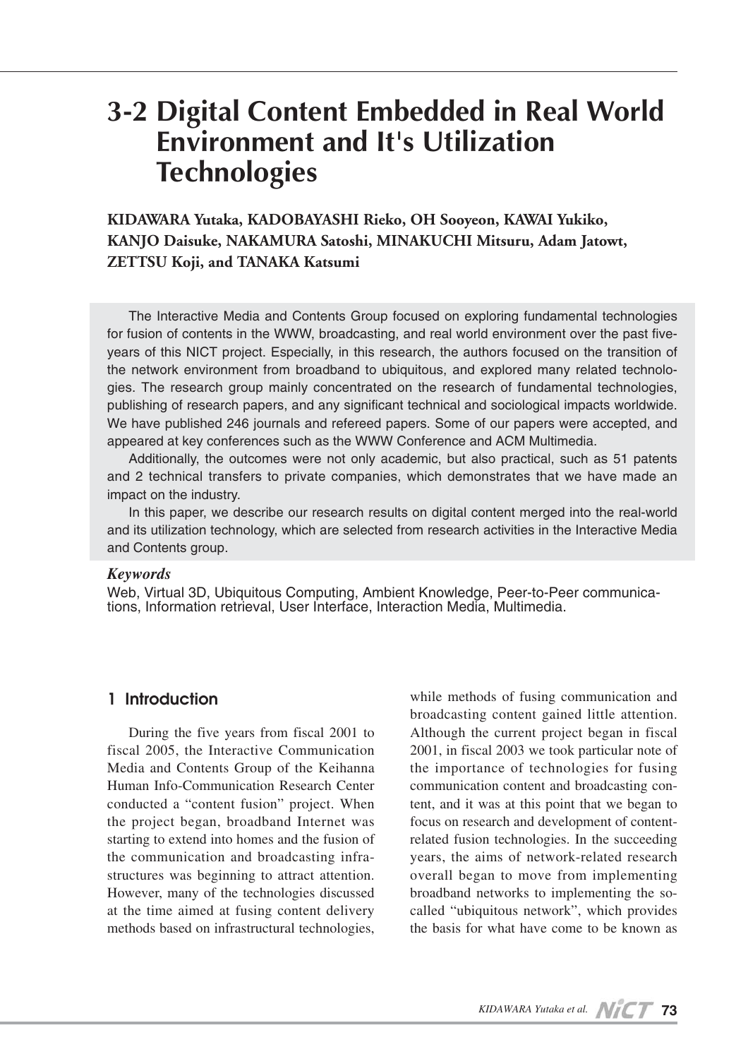# 3-2 Digital Content Embedded in Real World Environment and It's Utilization Technologies

**KIDAWARA Yutaka, KADOBAYASHI Rieko, OH Sooyeon, KAWAI Yukiko, KANJO Daisuke, NAKAMURA Satoshi, MINAKUCHI Mitsuru, Adam Jatowt, ZETTSU Koji, and TANAKA Katsumi**

The Interactive Media and Contents Group focused on exploring fundamental technologies for fusion of contents in the WWW, broadcasting, and real world environment over the past five-years of this NICT project. Especially, in this research, the authors focused on the transition of the network environment from broadband to ubiquitous, and explored many related technologies. The research group mainly concentrated on the research of fundamental technologies, publishing of research papers, and any significant technical and sociological impacts worldwide. We have published 246 journals and refereed papers. Some of our papers were accepted, and appeared at key conferences such as the WWW Conference and ACM Multimedia.

Additionally, the outcomes were not only academic, but also practical, such as 51 patents and 2 technical transfers to private companies, which demonstrates that we have made an impact on the industry.

In this paper, we describe our research results on digital content merged into the real-world and its utilization technology, which are selected from research activities in the Interactive Media and Contents group.

***Keywords***

Web, Virtual 3D, Ubiquitous Computing, Ambient Knowledge, Peer-to-Peer communications, Information retrieval, User Interface, Interaction Media, Multimedia.

## 1 Introduction

During the five years from fiscal 2001 to fiscal 2005, the Interactive Communication Media and Contents Group of the Keihanna Human Info-Communication Research Center conducted a "content fusion" project. When the project began, broadband Internet was starting to extend into homes and the fusion of the communication and broadcasting infrastructures was beginning to attract attention. However, many of the technologies discussed at the time aimed at fusing content delivery methods based on infrastructural technologies, while methods of fusing communication and broadcasting content gained little attention. Although the current project began in fiscal 2001, in fiscal 2003 we took particular note of the importance of technologies for fusing communication content and broadcasting content, and it was at this point that we began to focus on research and development of content-related fusion technologies. In the succeeding years, the aims of network-related research overall began to move from implementing broadband networks to implementing the so-called "ubiquitous network", which provides the basis for what have come to be known as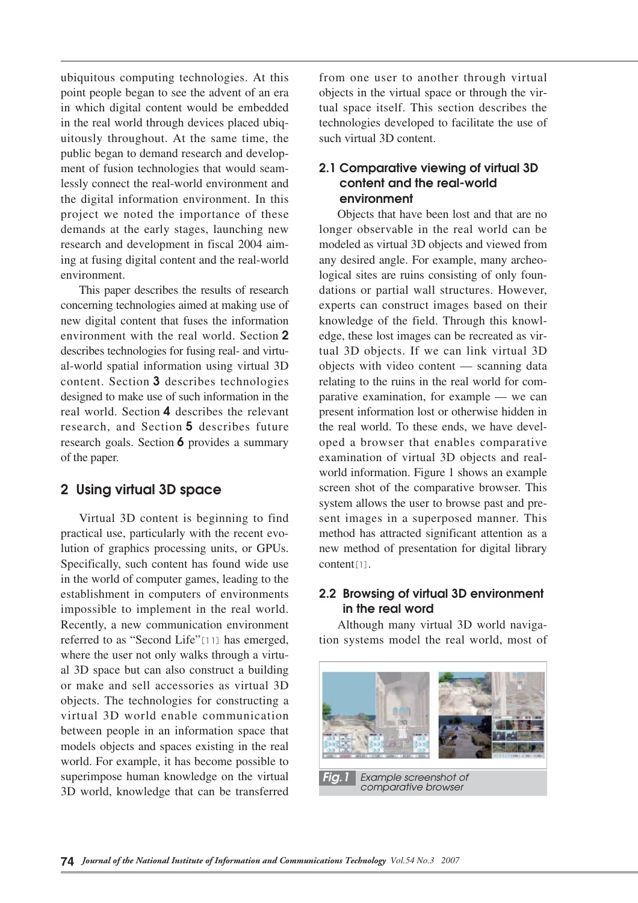ubiquitous computing technologies. At this point people began to see the advent of an era in which digital content would be embedded in the real world through devices placed ubiquitously throughout. At the same time, the public began to demand research and development of fusion technologies that would seamlessly connect the real-world environment and the digital information environment. In this project we noted the importance of these demands at the early stages, launching new research and development in fiscal 2004 aiming at fusing digital content and the real-world environment.

This paper describes the results of research concerning technologies aimed at making use of new digital content that fuses the information environment with the real world. Section **2** describes technologies for fusing real- and virtual-world spatial information using virtual 3D content. Section **3** describes technologies designed to make use of such information in the real world. Section **4** describes the relevant research, and Section **5** describes future research goals. Section **6** provides a summary of the paper.

## 2 Using virtual 3D space

Virtual 3D content is beginning to find practical use, particularly with the recent evolution of graphics processing units, or GPUs. Specifically, such content has found wide use in the world of computer games, leading to the establishment in computers of environments impossible to implement in the real world. Recently, a new communication environment referred to as "Second Life"[11] has emerged, where the user not only walks through a virtual 3D space but can also construct a building or make and sell accessories as virtual 3D objects. The technologies for constructing a virtual 3D world enable communication between people in an information space that models objects and spaces existing in the real world. For example, it has become possible to superimpose human knowledge on the virtual 3D world, knowledge that can be transferred from one user to another through virtual objects in the virtual space or through the virtual space itself. This section describes the technologies developed to facilitate the use of such virtual 3D content.

### 2.1 Comparative viewing of virtual 3D content and the real-world environment

Objects that have been lost and that are no longer observable in the real world can be modeled as virtual 3D objects and viewed from any desired angle. For example, many archeological sites are ruins consisting of only foundations or partial wall structures. However, experts can construct images based on their knowledge of the field. Through this knowledge, these lost images can be recreated as virtual 3D objects. If we can link virtual 3D objects with video content — scanning data relating to the ruins in the real world for comparative examination, for example — we can present information lost or otherwise hidden in the real world. To these ends, we have developed a browser that enables comparative examination of virtual 3D objects and real-world information. Figure 1 shows an example screen shot of the comparative browser. This system allows the user to browse past and present images in a superposed manner. This method has attracted significant attention as a new method of presentation for digital library content[1].

**Fig.1** *Example screenshot of comparative browser*

### 2.2 Browsing of virtual 3D environment in the real word

Although many virtual 3D world navigation systems model the real world, most of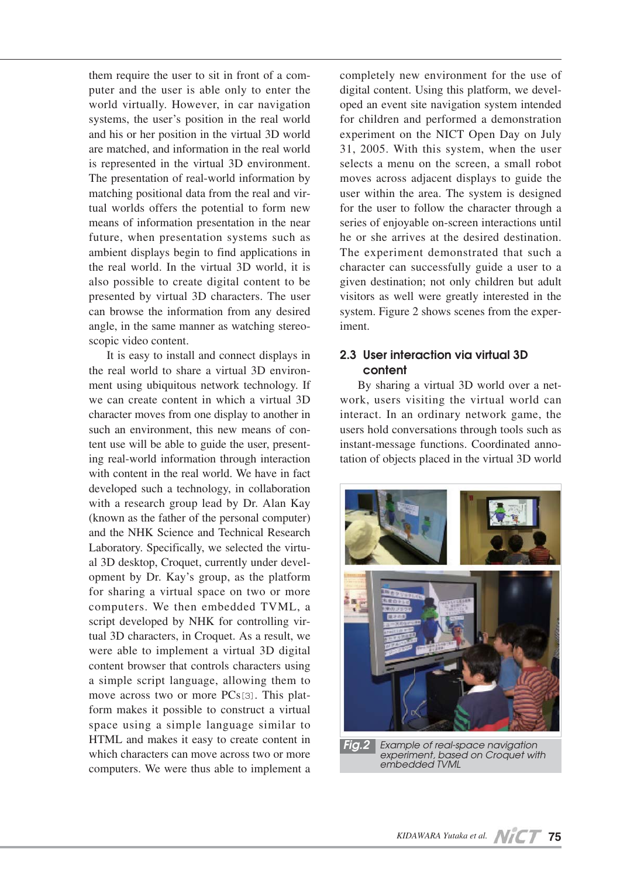them require the user to sit in front of a computer and the user is able only to enter the world virtually. However, in car navigation systems, the user's position in the real world and his or her position in the virtual 3D world are matched, and information in the real world is represented in the virtual 3D environment. The presentation of real-world information by matching positional data from the real and virtual worlds offers the potential to form new means of information presentation in the near future, when presentation systems such as ambient displays begin to find applications in the real world. In the virtual 3D world, it is also possible to create digital content to be presented by virtual 3D characters. The user can browse the information from any desired angle, in the same manner as watching stereoscopic video content.

It is easy to install and connect displays in the real world to share a virtual 3D environment using ubiquitous network technology. If we can create content in which a virtual 3D character moves from one display to another in such an environment, this new means of content use will be able to guide the user, presenting real-world information through interaction with content in the real world. We have in fact developed such a technology, in collaboration with a research group lead by Dr. Alan Kay (known as the father of the personal computer) and the NHK Science and Technical Research Laboratory. Specifically, we selected the virtual 3D desktop, Croquet, currently under development by Dr. Kay's group, as the platform for sharing a virtual space on two or more computers. We then embedded TVML, a script developed by NHK for controlling virtual 3D characters, in Croquet. As a result, we were able to implement a virtual 3D digital content browser that controls characters using a simple script language, allowing them to move across two or more PCs[3]. This platform makes it possible to construct a virtual space using a simple language similar to HTML and makes it easy to create content in which characters can move across two or more computers. We were thus able to implement a completely new environment for the use of digital content. Using this platform, we developed an event site navigation system intended for children and performed a demonstration experiment on the NICT Open Day on July 31, 2005. With this system, when the user selects a menu on the screen, a small robot moves across adjacent displays to guide the user within the area. The system is designed for the user to follow the character through a series of enjoyable on-screen interactions until he or she arrives at the desired destination. The experiment demonstrated that such a character can successfully guide a user to a given destination; not only children but adult visitors as well were greatly interested in the system. Figure 2 shows scenes from the experiment.

### 2.3 User interaction via virtual 3D content

By sharing a virtual 3D world over a network, users visiting the virtual world can interact. In an ordinary network game, the users hold conversations through tools such as instant-message functions. Coordinated annotation of objects placed in the virtual 3D world

**Fig.2** *Example of real-space navigation experiment, based on Croquet with embedded TVML*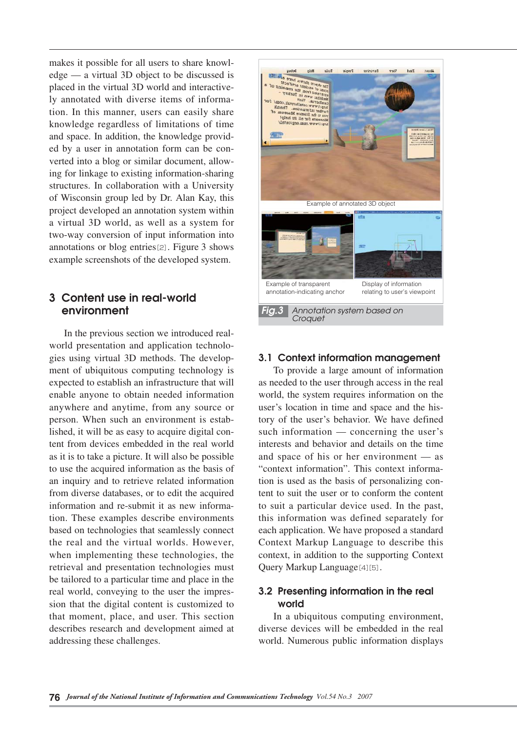makes it possible for all users to share knowledge — a virtual 3D object to be discussed is placed in the virtual 3D world and interactively annotated with diverse items of information. In this manner, users can easily share knowledge regardless of limitations of time and space. In addition, the knowledge provided by a user in annotation form can be converted into a blog or similar document, allowing for linkage to existing information-sharing structures. In collaboration with a University of Wisconsin group led by Dr. Alan Kay, this project developed an annotation system within a virtual 3D world, as well as a system for two-way conversion of input information into annotations or blog entries[2]. Figure 3 shows example screenshots of the developed system.

## 3 Content use in real-world environment

In the previous section we introduced real-world presentation and application technologies using virtual 3D methods. The development of ubiquitous computing technology is expected to establish an infrastructure that will enable anyone to obtain needed information anywhere and anytime, from any source or person. When such an environment is established, it will be as easy to acquire digital content from devices embedded in the real world as it is to take a picture. It will also be possible to use the acquired information as the basis of an inquiry and to retrieve related information from diverse databases, or to edit the acquired information and re-submit it as new information. These examples describe environments based on technologies that seamlessly connect the real and the virtual worlds. However, when implementing these technologies, the retrieval and presentation technologies must be tailored to a particular time and place in the real world, conveying to the user the impression that the digital content is customized to that moment, place, and user. This section describes research and development aimed at addressing these challenges.

Example of annotated 3D object

Example of transparent annotation-indicating anchor

Display of information relating to user's viewpoint

**Fig.3** *Annotation system based on Croquet*

### 3.1 Context information management

To provide a large amount of information as needed to the user through access in the real world, the system requires information on the user's location in time and space and the history of the user's behavior. We have defined such information — concerning the user's interests and behavior and details on the time and space of his or her environment — as "context information". This context information is used as the basis of personalizing content to suit the user or to conform the content to suit a particular device used. In the past, this information was defined separately for each application. We have proposed a standard Context Markup Language to describe this context, in addition to the supporting Context Query Markup Language[4][5].

### 3.2 Presenting information in the real world

In a ubiquitous computing environment, diverse devices will be embedded in the real world. Numerous public information displays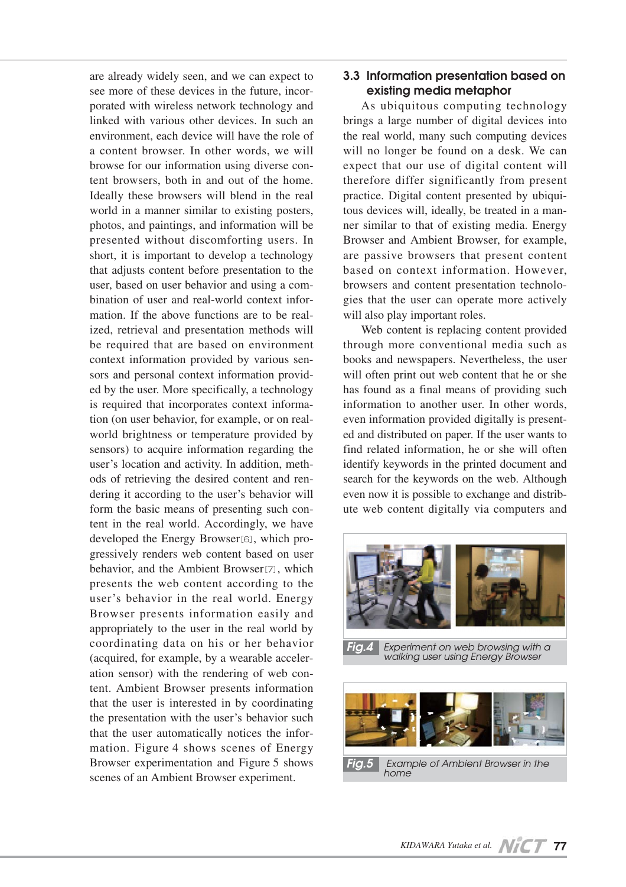are already widely seen, and we can expect to see more of these devices in the future, incorporated with wireless network technology and linked with various other devices. In such an environment, each device will have the role of a content browser. In other words, we will browse for our information using diverse content browsers, both in and out of the home. Ideally these browsers will blend in the real world in a manner similar to existing posters, photos, and paintings, and information will be presented without discomforting users. In short, it is important to develop a technology that adjusts content before presentation to the user, based on user behavior and using a combination of user and real-world context information. If the above functions are to be realized, retrieval and presentation methods will be required that are based on environment context information provided by various sensors and personal context information provided by the user. More specifically, a technology is required that incorporates context information (on user behavior, for example, or on real-world brightness or temperature provided by sensors) to acquire information regarding the user's location and activity. In addition, methods of retrieving the desired content and rendering it according to the user's behavior will form the basic means of presenting such content in the real world. Accordingly, we have developed the Energy Browser[6], which progressively renders web content based on user behavior, and the Ambient Browser[7], which presents the web content according to the user's behavior in the real world. Energy Browser presents information easily and appropriately to the user in the real world by coordinating data on his or her behavior (acquired, for example, by a wearable acceleration sensor) with the rendering of web content. Ambient Browser presents information that the user is interested in by coordinating the presentation with the user's behavior such that the user automatically notices the information. Figure 4 shows scenes of Energy Browser experimentation and Figure 5 shows scenes of an Ambient Browser experiment.

### 3.3 Information presentation based on existing media metaphor

As ubiquitous computing technology brings a large number of digital devices into the real world, many such computing devices will no longer be found on a desk. We can expect that our use of digital content will therefore differ significantly from present practice. Digital content presented by ubiquitous devices will, ideally, be treated in a manner similar to that of existing media. Energy Browser and Ambient Browser, for example, are passive browsers that present content based on context information. However, browsers and content presentation technologies that the user can operate more actively will also play important roles.

Web content is replacing content provided through more conventional media such as books and newspapers. Nevertheless, the user will often print out web content that he or she has found as a final means of providing such information to another user. In other words, even information provided digitally is presented and distributed on paper. If the user wants to find related information, he or she will often identify keywords in the printed document and search for the keywords on the web. Although even now it is possible to exchange and distribute web content digitally via computers and

**Fig.4** Experiment on web browsing with a walking user using Energy Browser

**Fig.5** Example of Ambient Browser in the home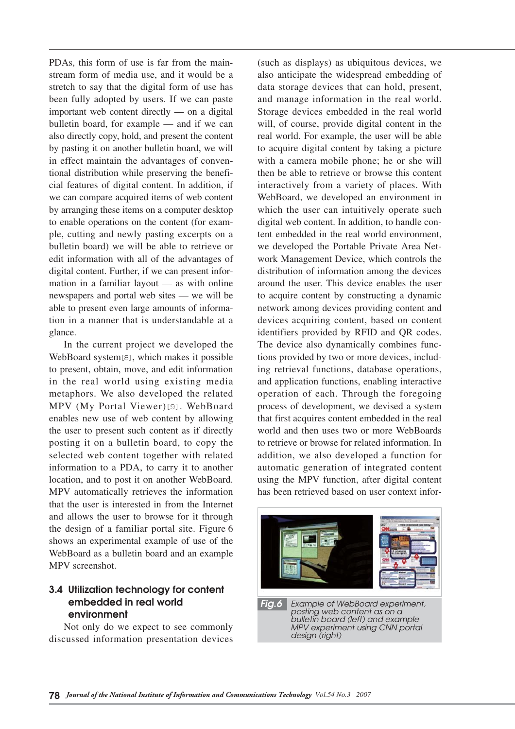PDAs, this form of use is far from the mainstream form of media use, and it would be a stretch to say that the digital form of use has been fully adopted by users. If we can paste important web content directly — on a digital bulletin board, for example — and if we can also directly copy, hold, and present the content by pasting it on another bulletin board, we will in effect maintain the advantages of conventional distribution while preserving the beneficial features of digital content. In addition, if we can compare acquired items of web content by arranging these items on a computer desktop to enable operations on the content (for example, cutting and newly pasting excerpts on a bulletin board) we will be able to retrieve or edit information with all of the advantages of digital content. Further, if we can present information in a familiar layout — as with online newspapers and portal web sites — we will be able to present even large amounts of information in a manner that is understandable at a glance.

In the current project we developed the WebBoard system[8], which makes it possible to present, obtain, move, and edit information in the real world using existing media metaphors. We also developed the related MPV (My Portal Viewer)[9]. WebBoard enables new use of web content by allowing the user to present such content as if directly posting it on a bulletin board, to copy the selected web content together with related information to a PDA, to carry it to another location, and to post it on another WebBoard. MPV automatically retrieves the information that the user is interested in from the Internet and allows the user to browse for it through the design of a familiar portal site. Figure 6 shows an experimental example of use of the WebBoard as a bulletin board and an example MPV screenshot.

### 3.4 Utilization technology for content embedded in real world environment

Not only do we expect to see commonly discussed information presentation devices (such as displays) as ubiquitous devices, we also anticipate the widespread embedding of data storage devices that can hold, present, and manage information in the real world. Storage devices embedded in the real world will, of course, provide digital content in the real world. For example, the user will be able to acquire digital content by taking a picture with a camera mobile phone; he or she will then be able to retrieve or browse this content interactively from a variety of places. With WebBoard, we developed an environment in which the user can intuitively operate such digital web content. In addition, to handle content embedded in the real world environment, we developed the Portable Private Area Network Management Device, which controls the distribution of information among the devices around the user. This device enables the user to acquire content by constructing a dynamic network among devices providing content and devices acquiring content, based on content identifiers provided by RFID and QR codes. The device also dynamically combines functions provided by two or more devices, including retrieval functions, database operations, and application functions, enabling interactive operation of each. Through the foregoing process of development, we devised a system that first acquires content embedded in the real world and then uses two or more WebBoards to retrieve or browse for related information. In addition, we also developed a function for automatic generation of integrated content using the MPV function, after digital content has been retrieved based on user context infor-

*Fig.6* *Example of WebBoard experiment, posting web content as on a bulletin board (left) and example MPV experiment using CNN portal design (right)*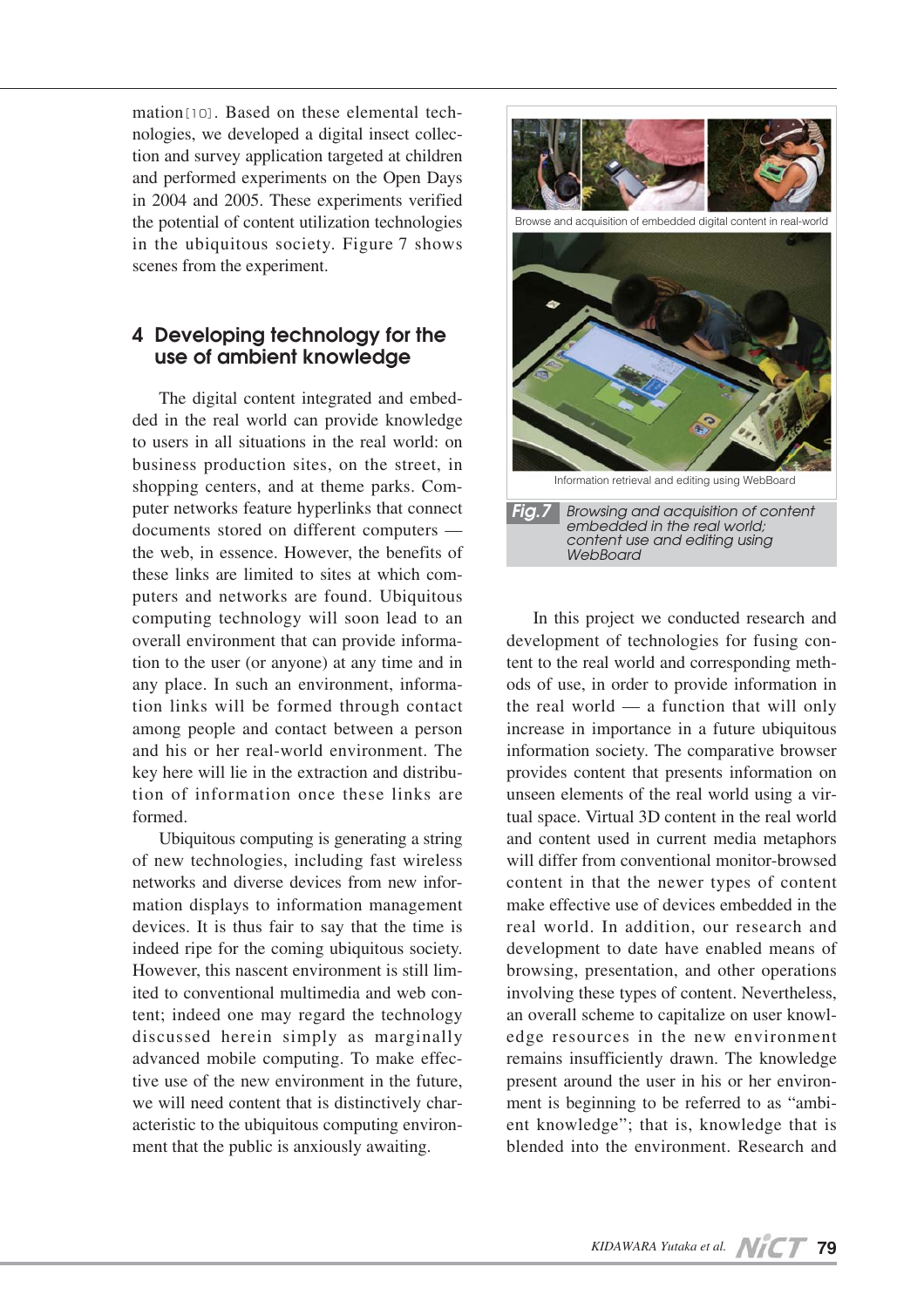mation[10]. Based on these elemental technologies, we developed a digital insect collection and survey application targeted at children and performed experiments on the Open Days in 2004 and 2005. These experiments verified the potential of content utilization technologies in the ubiquitous society. Figure 7 shows scenes from the experiment.

## 4 Developing technology for the use of ambient knowledge

The digital content integrated and embedded in the real world can provide knowledge to users in all situations in the real world: on business production sites, on the street, in shopping centers, and at theme parks. Computer networks feature hyperlinks that connect documents stored on different computers — the web, in essence. However, the benefits of these links are limited to sites at which computers and networks are found. Ubiquitous computing technology will soon lead to an overall environment that can provide information to the user (or anyone) at any time and in any place. In such an environment, information links will be formed through contact among people and contact between a person and his or her real-world environment. The key here will lie in the extraction and distribution of information once these links are formed.

Ubiquitous computing is generating a string of new technologies, including fast wireless networks and diverse devices from new information displays to information management devices. It is thus fair to say that the time is indeed ripe for the coming ubiquitous society. However, this nascent environment is still limited to conventional multimedia and web content; indeed one may regard the technology discussed herein simply as marginally advanced mobile computing. To make effective use of the new environment in the future, we will need content that is distinctively characteristic to the ubiquitous computing environment that the public is anxiously awaiting.

Browse and acquisition of embedded digital content in real-world

Information retrieval and editing using WebBoard

**Fig.7** *Browsing and acquisition of content embedded in the real world; content use and editing using WebBoard*

In this project we conducted research and development of technologies for fusing content to the real world and corresponding methods of use, in order to provide information in the real world — a function that will only increase in importance in a future ubiquitous information society. The comparative browser provides content that presents information on unseen elements of the real world using a virtual space. Virtual 3D content in the real world and content used in current media metaphors will differ from conventional monitor-browsed content in that the newer types of content make effective use of devices embedded in the real world. In addition, our research and development to date have enabled means of browsing, presentation, and other operations involving these types of content. Nevertheless, an overall scheme to capitalize on user knowledge resources in the new environment remains insufficiently drawn. The knowledge present around the user in his or her environment is beginning to be referred to as "ambient knowledge"; that is, knowledge that is blended into the environment. Research and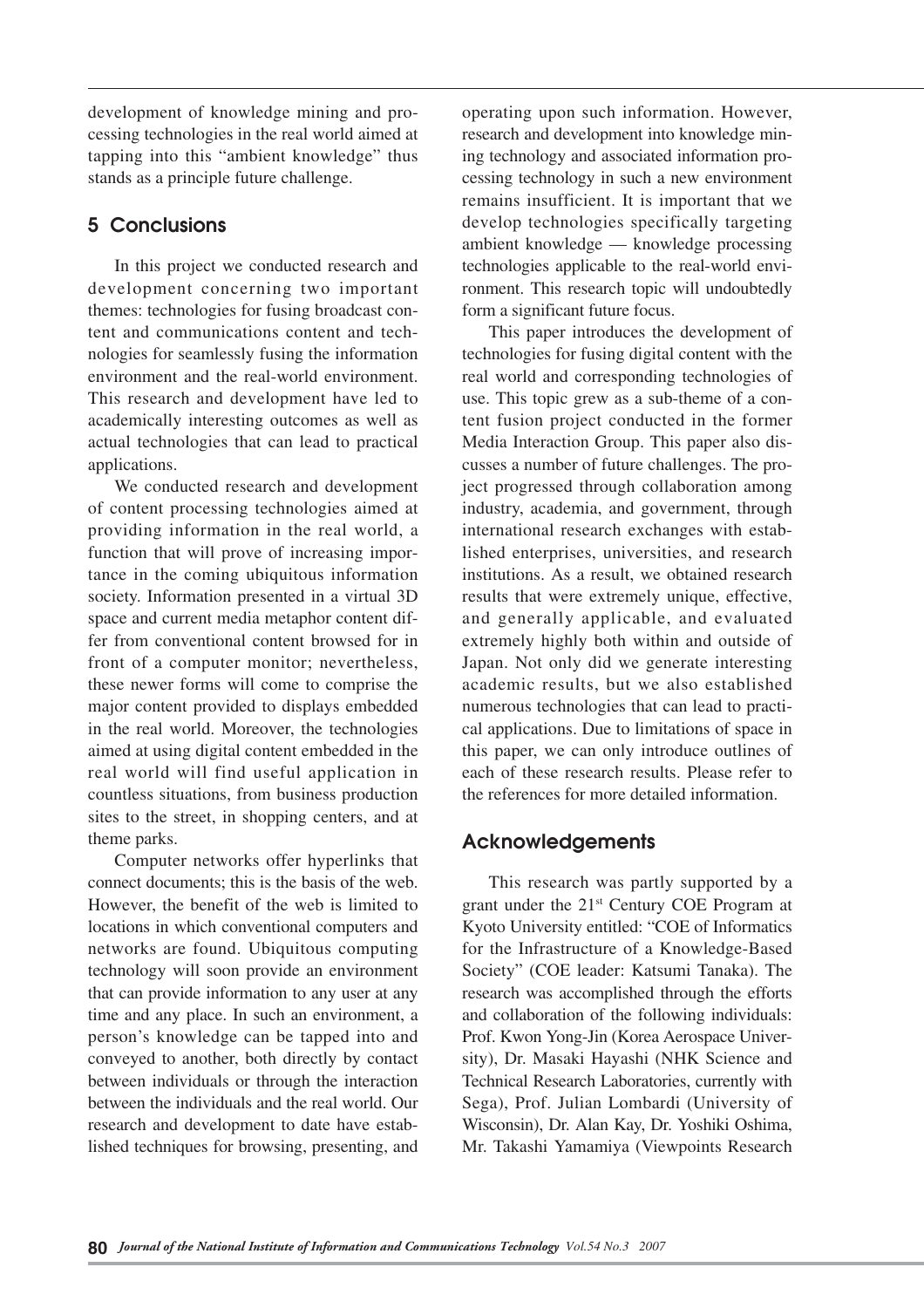development of knowledge mining and processing technologies in the real world aimed at tapping into this "ambient knowledge" thus stands as a principle future challenge.

## 5 Conclusions

In this project we conducted research and development concerning two important themes: technologies for fusing broadcast content and communications content and technologies for seamlessly fusing the information environment and the real-world environment. This research and development have led to academically interesting outcomes as well as actual technologies that can lead to practical applications.

We conducted research and development of content processing technologies aimed at providing information in the real world, a function that will prove of increasing importance in the coming ubiquitous information society. Information presented in a virtual 3D space and current media metaphor content differ from conventional content browsed for in front of a computer monitor; nevertheless, these newer forms will come to comprise the major content provided to displays embedded in the real world. Moreover, the technologies aimed at using digital content embedded in the real world will find useful application in countless situations, from business production sites to the street, in shopping centers, and at theme parks.

Computer networks offer hyperlinks that connect documents; this is the basis of the web. However, the benefit of the web is limited to locations in which conventional computers and networks are found. Ubiquitous computing technology will soon provide an environment that can provide information to any user at any time and any place. In such an environment, a person's knowledge can be tapped into and conveyed to another, both directly by contact between individuals or through the interaction between the individuals and the real world. Our research and development to date have established techniques for browsing, presenting, and operating upon such information. However, research and development into knowledge mining technology and associated information processing technology in such a new environment remains insufficient. It is important that we develop technologies specifically targeting ambient knowledge — knowledge processing technologies applicable to the real-world environment. This research topic will undoubtedly form a significant future focus.

This paper introduces the development of technologies for fusing digital content with the real world and corresponding technologies of use. This topic grew as a sub-theme of a content fusion project conducted in the former Media Interaction Group. This paper also discusses a number of future challenges. The project progressed through collaboration among industry, academia, and government, through international research exchanges with established enterprises, universities, and research institutions. As a result, we obtained research results that were extremely unique, effective, and generally applicable, and evaluated extremely highly both within and outside of Japan. Not only did we generate interesting academic results, but we also established numerous technologies that can lead to practical applications. Due to limitations of space in this paper, we can only introduce outlines of each of these research results. Please refer to the references for more detailed information.

## Acknowledgements

This research was partly supported by a grant under the 21st Century COE Program at Kyoto University entitled: "COE of Informatics for the Infrastructure of a Knowledge-Based Society" (COE leader: Katsumi Tanaka). The research was accomplished through the efforts and collaboration of the following individuals: Prof. Kwon Yong-Jin (Korea Aerospace University), Dr. Masaki Hayashi (NHK Science and Technical Research Laboratories, currently with Sega), Prof. Julian Lombardi (University of Wisconsin), Dr. Alan Kay, Dr. Yoshiki Oshima, Mr. Takashi Yamamiya (Viewpoints Research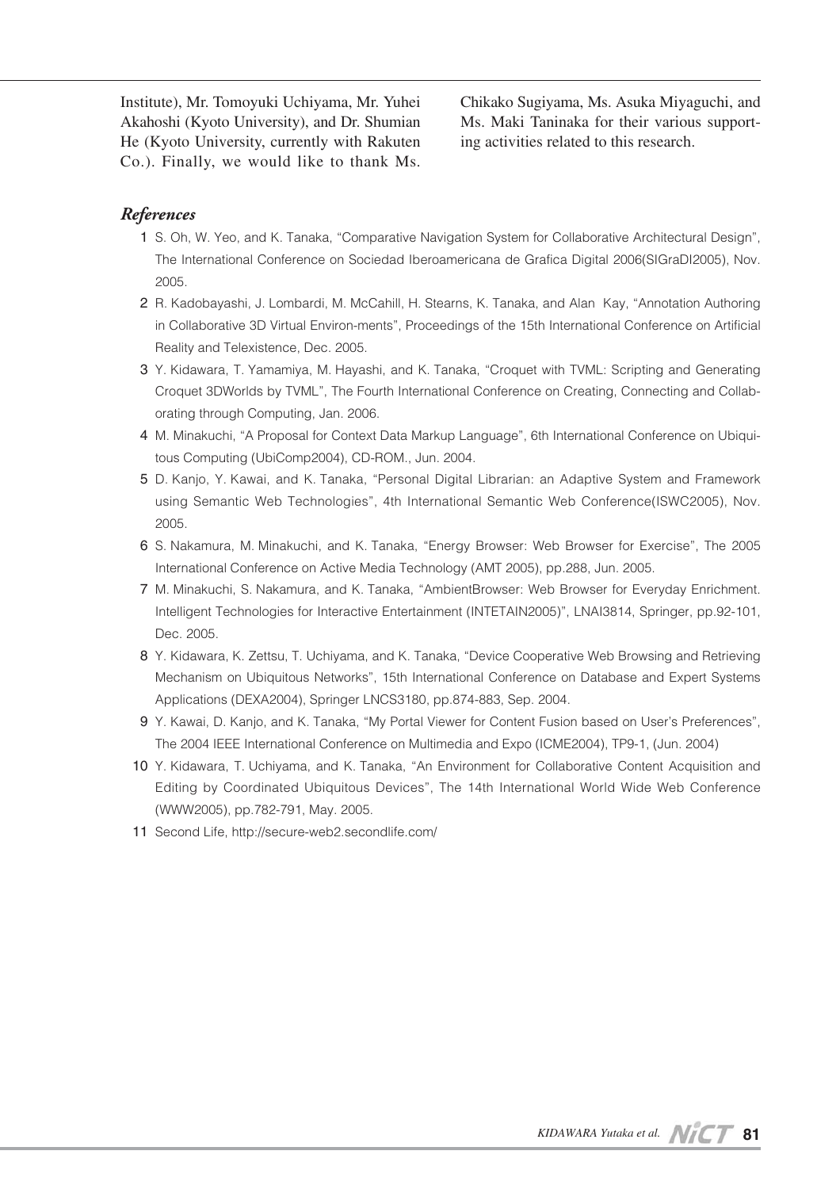Institute), Mr. Tomoyuki Uchiyama, Mr. Yuhei Akahoshi (Kyoto University), and Dr. Shumian He (Kyoto University, currently with Rakuten Co.). Finally, we would like to thank Ms. Chikako Sugiyama, Ms. Asuka Miyaguchi, and Ms. Maki Taninaka for their various supporting activities related to this research.

## *References*

1. S. Oh, W. Yeo, and K. Tanaka, "Comparative Navigation System for Collaborative Architectural Design", The International Conference on Sociedad Iberoamericana de Grafica Digital 2006(SIGraDI2005), Nov. 2005.
2. R. Kadobayashi, J. Lombardi, M. McCahill, H. Stearns, K. Tanaka, and Alan Kay, "Annotation Authoring in Collaborative 3D Virtual Environ-ments", Proceedings of the 15th International Conference on Artificial Reality and Telexistence, Dec. 2005.
3. Y. Kidawara, T. Yamamiya, M. Hayashi, and K. Tanaka, "Croquet with TVML: Scripting and Generating Croquet 3DWorlds by TVML", The Fourth International Conference on Creating, Connecting and Collaborating through Computing, Jan. 2006.
4. M. Minakuchi, "A Proposal for Context Data Markup Language", 6th International Conference on Ubiquitous Computing (UbiComp2004), CD-ROM., Jun. 2004.
5. D. Kanjo, Y. Kawai, and K. Tanaka, "Personal Digital Librarian: an Adaptive System and Framework using Semantic Web Technologies", 4th International Semantic Web Conference(ISWC2005), Nov. 2005.
6. S. Nakamura, M. Minakuchi, and K. Tanaka, "Energy Browser: Web Browser for Exercise", The 2005 International Conference on Active Media Technology (AMT 2005), pp.288, Jun. 2005.
7. M. Minakuchi, S. Nakamura, and K. Tanaka, "AmbientBrowser: Web Browser for Everyday Enrichment. Intelligent Technologies for Interactive Entertainment (INTETAIN2005)", LNAI3814, Springer, pp.92-101, Dec. 2005.
8. Y. Kidawara, K. Zettsu, T. Uchiyama, and K. Tanaka, "Device Cooperative Web Browsing and Retrieving Mechanism on Ubiquitous Networks", 15th International Conference on Database and Expert Systems Applications (DEXA2004), Springer LNCS3180, pp.874-883, Sep. 2004.
9. Y. Kawai, D. Kanjo, and K. Tanaka, "My Portal Viewer for Content Fusion based on User's Preferences", The 2004 IEEE International Conference on Multimedia and Expo (ICME2004), TP9-1, (Jun. 2004)
10. Y. Kidawara, T. Uchiyama, and K. Tanaka, "An Environment for Collaborative Content Acquisition and Editing by Coordinated Ubiquitous Devices", The 14th International World Wide Web Conference (WWW2005), pp.782-791, May. 2005.
11. Second Life, http://secure-web2.secondlife.com/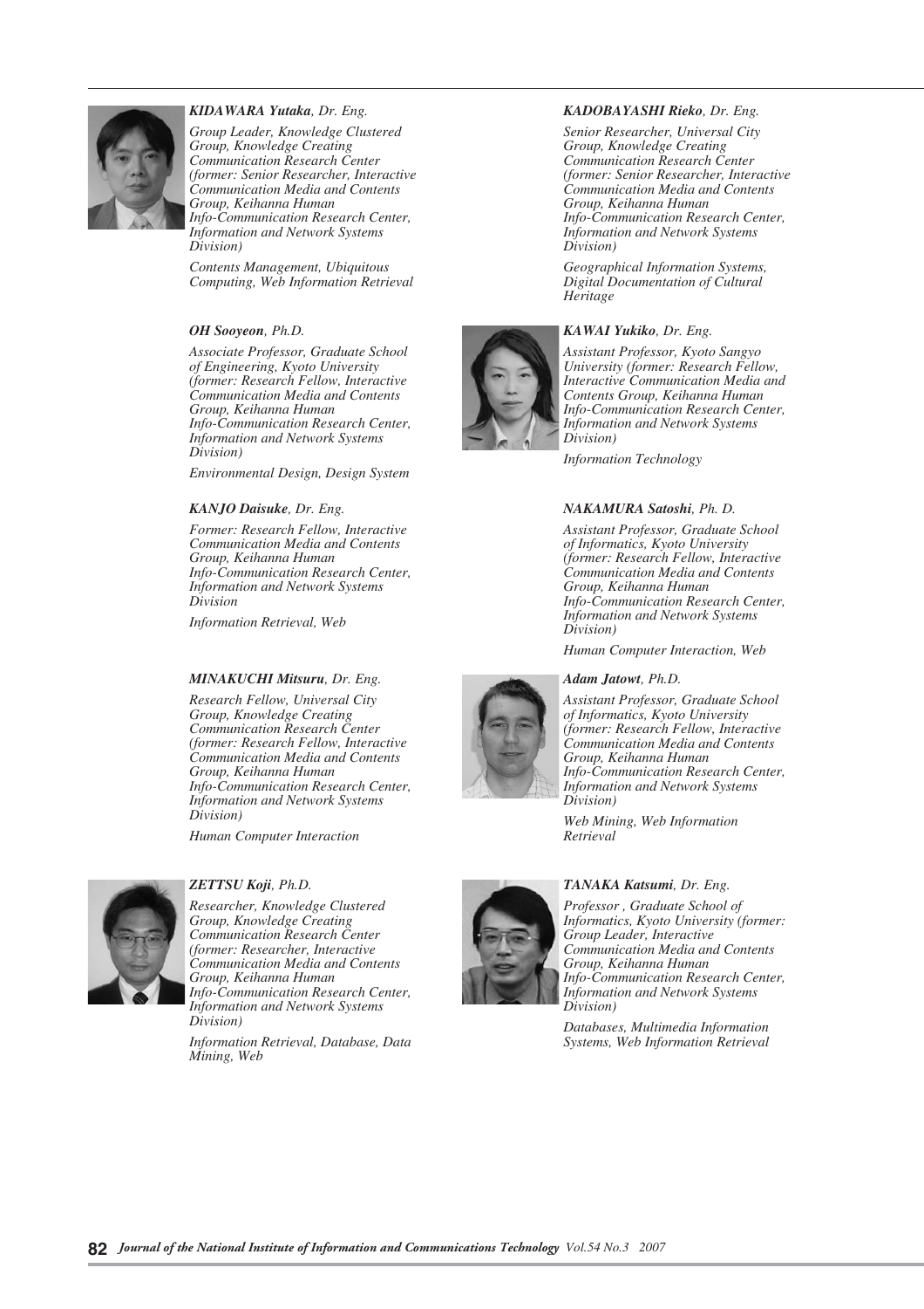***KIDAWARA Yutaka**, Dr. Eng.*

*Group Leader, Knowledge Clustered Group, Knowledge Creating Communication Research Center (former: Senior Researcher, Interactive Communication Media and Contents Group, Keihanna Human Info-Communication Research Center, Information and Network Systems Division)*

*Contents Management, Ubiquitous Computing, Web Information Retrieval*

***OH Sooyeon**, Ph.D.*

*Associate Professor, Graduate School of Engineering, Kyoto University (former: Research Fellow, Interactive Communication Media and Contents Group, Keihanna Human Info-Communication Research Center, Information and Network Systems Division)*

*Environmental Design, Design System*

***KANJO Daisuke**, Dr. Eng.*

*Former: Research Fellow, Interactive Communication Media and Contents Group, Keihanna Human Info-Communication Research Center, Information and Network Systems Division*

*Information Retrieval, Web*

***MINAKUCHI Mitsuru**, Dr. Eng.*

*Research Fellow, Universal City Group, Knowledge Creating Communication Research Center (former: Research Fellow, Interactive Communication Media and Contents Group, Keihanna Human Info-Communication Research Center, Information and Network Systems Division)*

*Human Computer Interaction*

***ZETTSU Koji**, Ph.D.*

*Researcher, Knowledge Clustered Group, Knowledge Creating Communication Research Center (former: Researcher, Interactive Communication Media and Contents Group, Keihanna Human Info-Communication Research Center, Information and Network Systems Division)*

*Information Retrieval, Database, Data Mining, Web*

***KADOBAYASHI Rieko**, Dr. Eng.*

*Senior Researcher, Universal City Group, Knowledge Creating Communication Research Center (former: Senior Researcher, Interactive Communication Media and Contents Group, Keihanna Human Info-Communication Research Center, Information and Network Systems Division)*

*Geographical Information Systems, Digital Documentation of Cultural Heritage*

***KAWAI Yukiko**, Dr. Eng.*

*Assistant Professor, Kyoto Sangyo University (former: Research Fellow, Interactive Communication Media and Contents Group, Keihanna Human Info-Communication Research Center, Information and Network Systems Division)*

*Information Technology*

***NAKAMURA Satoshi**, Ph. D.*

*Assistant Professor, Graduate School of Informatics, Kyoto University (former: Research Fellow, Interactive Communication Media and Contents Group, Keihanna Human Info-Communication Research Center, Information and Network Systems Division)*

*Human Computer Interaction, Web*

***Adam Jatowt**, Ph.D.*

*Assistant Professor, Graduate School of Informatics, Kyoto University (former: Research Fellow, Interactive Communication Media and Contents Group, Keihanna Human Info-Communication Research Center, Information and Network Systems Division)*

*Web Mining, Web Information Retrieval*

***TANAKA Katsumi**, Dr. Eng.*

*Professor , Graduate School of Informatics, Kyoto University (former: Group Leader, Interactive Communication Media and Contents Group, Keihanna Human Info-Communication Research Center, Information and Network Systems Division)*

*Databases, Multimedia Information Systems, Web Information Retrieval*